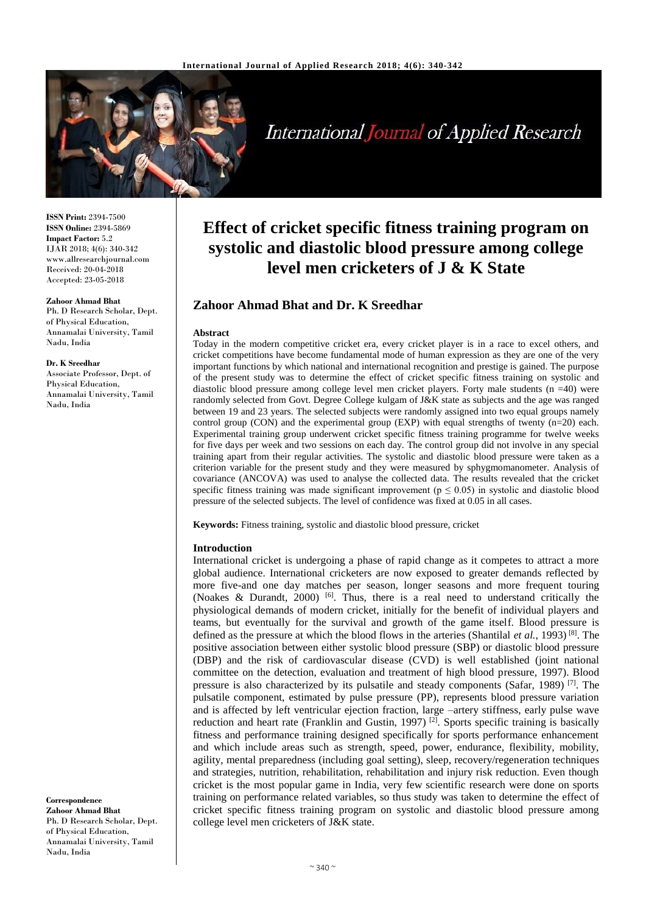# Effect of cricket specific fitness training program on systolic and diastolic blood pressure among college level men cricketers of J & K State

## Zahoor Ahmad Bhat and Dr. K Sreedhar

**ISSN Print:** 2394-7500
**ISSN Online:** 2394-5869
**Impact Factor:** 5.2
IJAR 2018; 4(6): 340-342
www.allresearchjournal.com
Received: 20-04-2018
Accepted: 23-05-2018

**Zahoor Ahmad Bhat**
Ph. D Research Scholar, Dept. of Physical Education, Annamalai University, Tamil Nadu, India

**Dr. K Sreedhar**
Associate Professor, Dept. of Physical Education, Annamalai University, Tamil Nadu, India

**Correspondence**
**Zahoor Ahmad Bhat**
Ph. D Research Scholar, Dept. of Physical Education, Annamalai University, Tamil Nadu, India

### Abstract

Today in the modern competitive cricket era, every cricket player is in a race to excel others, and cricket competitions have become fundamental mode of human expression as they are one of the very important functions by which national and international recognition and prestige is gained. The purpose of the present study was to determine the effect of cricket specific fitness training on systolic and diastolic blood pressure among college level men cricket players. Forty male students (n =40) were randomly selected from Govt. Degree College kulgam of J&K state as subjects and the age was ranged between 19 and 23 years. The selected subjects were randomly assigned into two equal groups namely control group (CON) and the experimental group (EXP) with equal strengths of twenty (n=20) each. Experimental training group underwent cricket specific fitness training programme for twelve weeks for five days per week and two sessions on each day. The control group did not involve in any special training apart from their regular activities. The systolic and diastolic blood pressure were taken as a criterion variable for the present study and they were measured by sphygmomanometer. Analysis of covariance (ANCOVA) was used to analyse the collected data. The results revealed that the cricket specific fitness training was made significant improvement ($p \leq 0.05$) in systolic and diastolic blood pressure of the selected subjects. The level of confidence was fixed at 0.05 in all cases.

**Keywords:** Fitness training, systolic and diastolic blood pressure, cricket

### Introduction

International cricket is undergoing a phase of rapid change as it competes to attract a more global audience. International cricketers are now exposed to greater demands reflected by more five-and one day matches per season, longer seasons and more frequent touring (Noakes & Durandt, 2000) [6]. Thus, there is a real need to understand critically the physiological demands of modern cricket, initially for the benefit of individual players and teams, but eventually for the survival and growth of the game itself. Blood pressure is defined as the pressure at which the blood flows in the arteries (Shantilal *et al.*, 1993) [8]. The positive association between either systolic blood pressure (SBP) or diastolic blood pressure (DBP) and the risk of cardiovascular disease (CVD) is well established (joint national committee on the detection, evaluation and treatment of high blood pressure, 1997). Blood pressure is also characterized by its pulsatile and steady components (Safar, 1989) [7]. The pulsatile component, estimated by pulse pressure (PP), represents blood pressure variation and is affected by left ventricular ejection fraction, large –artery stiffness, early pulse wave reduction and heart rate (Franklin and Gustin, 1997) [2]. Sports specific training is basically fitness and performance training designed specifically for sports performance enhancement and which include areas such as strength, speed, power, endurance, flexibility, mobility, agility, mental preparedness (including goal setting), sleep, recovery/regeneration techniques and strategies, nutrition, rehabilitation, rehabilitation and injury risk reduction. Even though cricket is the most popular game in India, very few scientific research were done on sports training on performance related variables, so thus study was taken to determine the effect of cricket specific fitness training program on systolic and diastolic blood pressure among college level men cricketers of J&K state.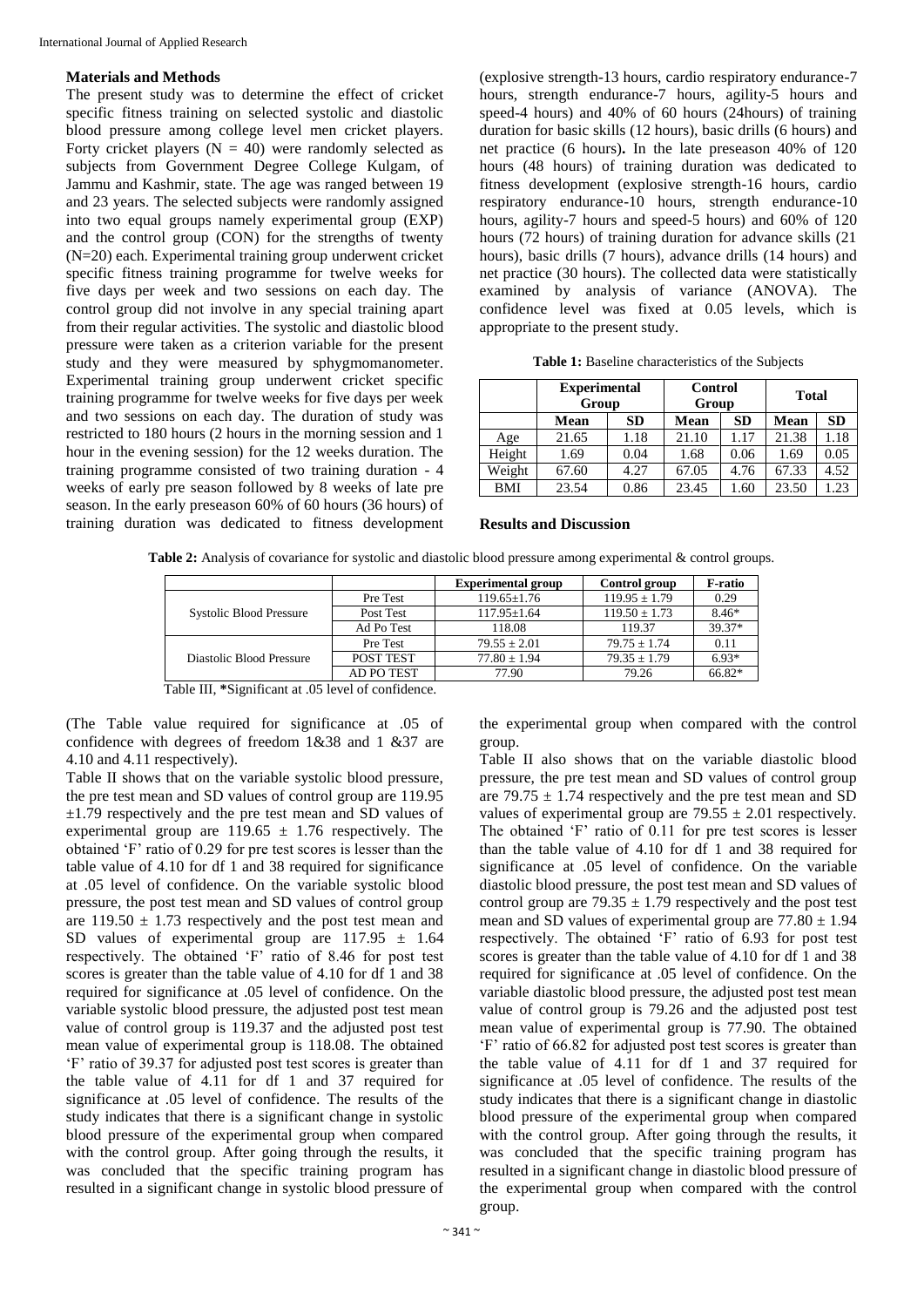## Materials and Methods

The present study was to determine the effect of cricket specific fitness training on selected systolic and diastolic blood pressure among college level men cricket players. Forty cricket players (N = 40) were randomly selected as subjects from Government Degree College Kulgam, of Jammu and Kashmir, state. The age was ranged between 19 and 23 years. The selected subjects were randomly assigned into two equal groups namely experimental group (EXP) and the control group (CON) for the strengths of twenty (N=20) each. Experimental training group underwent cricket specific fitness training programme for twelve weeks for five days per week and two sessions on each day. The control group did not involve in any special training apart from their regular activities. The systolic and diastolic blood pressure were taken as a criterion variable for the present study and they were measured by sphygmomanometer. Experimental training group underwent cricket specific training programme for twelve weeks for five days per week and two sessions on each day. The duration of study was restricted to 180 hours (2 hours in the morning session and 1 hour in the evening session) for the 12 weeks duration. The training programme consisted of two training duration - 4 weeks of early pre season followed by 8 weeks of late pre season. In the early preseason 60% of 60 hours (36 hours) of training duration was dedicated to fitness development (explosive strength-13 hours, cardio respiratory endurance-7 hours, strength endurance-7 hours, agility-5 hours and speed-4 hours) and 40% of 60 hours (24hours) of training duration for basic skills (12 hours), basic drills (6 hours) and net practice (6 hours). In the late preseason 40% of 120 hours (48 hours) of training duration was dedicated to fitness development (explosive strength-16 hours, cardio respiratory endurance-10 hours, strength endurance-10 hours, agility-7 hours and speed-5 hours) and 60% of 120 hours (72 hours) of training duration for advance skills (21 hours), basic drills (7 hours), advance drills (14 hours) and net practice (30 hours). The collected data were statistically examined by analysis of variance (ANOVA). The confidence level was fixed at 0.05 levels, which is appropriate to the present study.

**Table 1:** Baseline characteristics of the Subjects

| | Experimental Group | | Control Group | | Total | |
|---|---|---|---|---|---|---|
| | **Mean** | **SD** | **Mean** | **SD** | **Mean** | **SD** |
| Age | 21.65 | 1.18 | 21.10 | 1.17 | 21.38 | 1.18 |
| Height | 1.69 | 0.04 | 1.68 | 0.06 | 1.69 | 0.05 |
| Weight | 67.60 | 4.27 | 67.05 | 4.76 | 67.33 | 4.52 |
| BMI | 23.54 | 0.86 | 23.45 | 1.60 | 23.50 | 1.23 |

## Results and Discussion

**Table 2:** Analysis of covariance for systolic and diastolic blood pressure among experimental & control groups.

| | | Experimental group | Control group | F-ratio |
|---|---|---|---|---|
| Systolic Blood Pressure | Pre Test | 119.65±1.76 | 119.95 ± 1.79 | 0.29 |
| | Post Test | 117.95±1.64 | 119.50 ± 1.73 | 8.46* |
| | Ad Po Test | 118.08 | 119.37 | 39.37* |
| Diastolic Blood Pressure | Pre Test | 79.55 ± 2.01 | 79.75 ± 1.74 | 0.11 |
| | POST TEST | 77.80 ± 1.94 | 79.35 ± 1.79 | 6.93* |
| | AD PO TEST | 77.90 | 79.26 | 66.82* |

Table III, *Significant at .05 level of confidence.

(The Table value required for significance at .05 of confidence with degrees of freedom 1&38 and 1 &37 are 4.10 and 4.11 respectively).

Table II shows that on the variable systolic blood pressure, the pre test mean and SD values of control group are 119.95 ±1.79 respectively and the pre test mean and SD values of experimental group are 119.65 ± 1.76 respectively. The obtained 'F' ratio of 0.29 for pre test scores is lesser than the table value of 4.10 for df 1 and 38 required for significance at .05 level of confidence. On the variable systolic blood pressure, the post test mean and SD values of control group are 119.50 ± 1.73 respectively and the post test mean and SD values of experimental group are 117.95 ± 1.64 respectively. The obtained 'F' ratio of 8.46 for post test scores is greater than the table value of 4.10 for df 1 and 38 required for significance at .05 level of confidence. On the variable systolic blood pressure, the adjusted post test mean value of control group is 119.37 and the adjusted post test mean value of experimental group is 118.08. The obtained 'F' ratio of 39.37 for adjusted post test scores is greater than the table value of 4.11 for df 1 and 37 required for significance at .05 level of confidence. The results of the study indicates that there is a significant change in systolic blood pressure of the experimental group when compared with the control group. After going through the results, it was concluded that the specific training program has resulted in a significant change in systolic blood pressure of the experimental group when compared with the control group.

Table II also shows that on the variable diastolic blood pressure, the pre test mean and SD values of control group are 79.75 ± 1.74 respectively and the pre test mean and SD values of experimental group are 79.55 ± 2.01 respectively. The obtained 'F' ratio of 0.11 for pre test scores is lesser than the table value of 4.10 for df 1 and 38 required for significance at .05 level of confidence. On the variable diastolic blood pressure, the post test mean and SD values of control group are 79.35 ± 1.79 respectively and the post test mean and SD values of experimental group are 77.80 ± 1.94 respectively. The obtained 'F' ratio of 6.93 for post test scores is greater than the table value of 4.10 for df 1 and 38 required for significance at .05 level of confidence. On the variable diastolic blood pressure, the adjusted post test mean value of control group is 79.26 and the adjusted post test mean value of experimental group is 77.90. The obtained 'F' ratio of 66.82 for adjusted post test scores is greater than the table value of 4.11 for df 1 and 37 required for significance at .05 level of confidence. The results of the study indicates that there is a significant change in diastolic blood pressure of the experimental group when compared with the control group. After going through the results, it was concluded that the specific training program has resulted in a significant change in diastolic blood pressure of the experimental group when compared with the control group.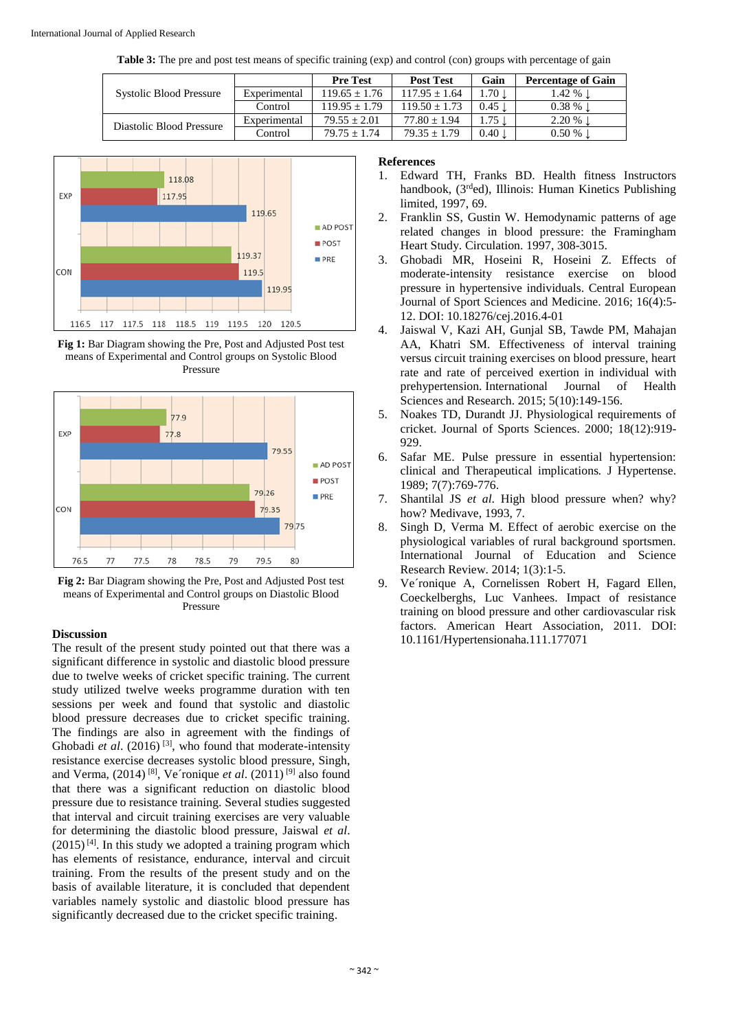**Table 3:** The pre and post test means of specific training (exp) and control (con) groups with percentage of gain

| | | Pre Test | Post Test | Gain | Percentage of Gain |
|---|---|---|---|---|---|
| Systolic Blood Pressure | Experimental | 119.65 ± 1.76 | 117.95 ± 1.64 | 1.70 ↓ | 1.42 % ↓ |
| | Control | 119.95 ± 1.79 | 119.50 ± 1.73 | 0.45 ↓ | 0.38 % ↓ |
| Diastolic Blood Pressure | Experimental | 79.55 ± 2.01 | 77.80 ± 1.94 | 1.75 ↓ | 2.20 % ↓ |
| | Control | 79.75 ± 1.74 | 79.35 ± 1.79 | 0.40 ↓ | 0.50 % ↓ |

EXP
CON
118.08
117.95
119.65
119.37
119.5
119.95
AD POST
POST
PRE
116.5 117 117.5 118 118.5 119 119.5 120 120.5

**Fig 1:** Bar Diagram showing the Pre, Post and Adjusted Post test means of Experimental and Control groups on Systolic Blood Pressure

EXP
CON
77.9
77.8
79.55
79.26
79.35
79.75
AD POST
POST
PRE
76.5 77 77.5 78 78.5 79 79.5 80

**Fig 2:** Bar Diagram showing the Pre, Post and Adjusted Post test means of Experimental and Control groups on Diastolic Blood Pressure

## Discussion

The result of the present study pointed out that there was a significant difference in systolic and diastolic blood pressure due to twelve weeks of cricket specific training. The current study utilized twelve weeks programme duration with ten sessions per week and found that systolic and diastolic blood pressure decreases due to cricket specific training. The findings are also in agreement with the findings of Ghobadi *et al*. (2016) [3], who found that moderate-intensity resistance exercise decreases systolic blood pressure, Singh, and Verma, (2014) [8], Ve´ronique *et al*. (2011) [9] also found that there was a significant reduction on diastolic blood pressure due to resistance training. Several studies suggested that interval and circuit training exercises are very valuable for determining the diastolic blood pressure, Jaiswal *et al*. (2015) [4]. In this study we adopted a training program which has elements of resistance, endurance, interval and circuit training. From the results of the present study and on the basis of available literature, it is concluded that dependent variables namely systolic and diastolic blood pressure has significantly decreased due to the cricket specific training.

## References

1. Edward TH, Franks BD. Health fitness Instructors handbook, (3rded), Illinois: Human Kinetics Publishing limited, 1997, 69.
2. Franklin SS, Gustin W. Hemodynamic patterns of age related changes in blood pressure: the Framingham Heart Study. Circulation. 1997, 308-3015.
3. Ghobadi MR, Hoseini R, Hoseini Z. Effects of moderate-intensity resistance exercise on blood pressure in hypertensive individuals. Central European Journal of Sport Sciences and Medicine. 2016; 16(4):5-12. DOI: 10.18276/cej.2016.4-01
4. Jaiswal V, Kazi AH, Gunjal SB, Tawde PM, Mahajan AA, Khatri SM. Effectiveness of interval training versus circuit training exercises on blood pressure, heart rate and rate of perceived exertion in individual with prehypertension. International Journal of Health Sciences and Research. 2015; 5(10):149-156.
5. Noakes TD, Durandt JJ. Physiological requirements of cricket. Journal of Sports Sciences. 2000; 18(12):919-929.
6. Safar ME. Pulse pressure in essential hypertension: clinical and Therapeutical implications. J Hypertense. 1989; 7(7):769-776.
7. Shantilal JS *et al*. High blood pressure when? why? how? Medivave, 1993, 7.
8. Singh D, Verma M. Effect of aerobic exercise on the physiological variables of rural background sportsmen. International Journal of Education and Science Research Review. 2014; 1(3):1-5.
9. Ve´ronique A, Cornelissen Robert H, Fagard Ellen, Coeckelberghs, Luc Vanhees. Impact of resistance training on blood pressure and other cardiovascular risk factors. American Heart Association, 2011. DOI: 10.1161/Hypertensionaha.111.177071